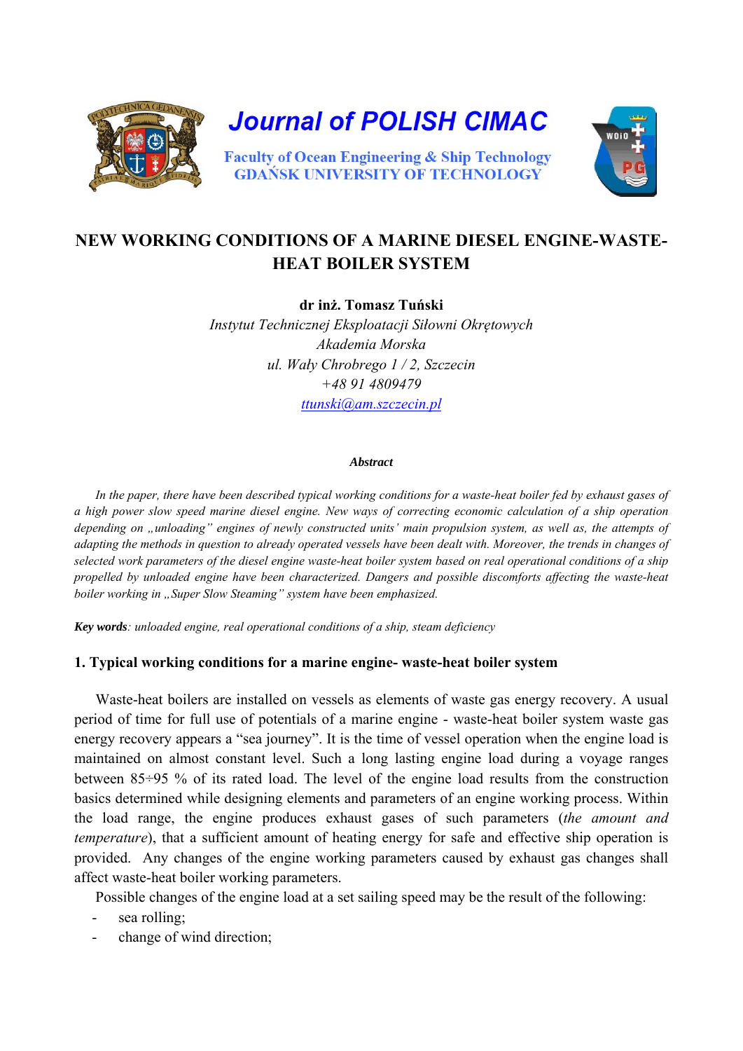# Journal of POLISH CIMAC

Faculty of Ocean Engineering & Ship Technology
GDAŃSK UNIVERSITY OF TECHNOLOGY

## NEW WORKING CONDITIONS OF A MARINE DIESEL ENGINE-WASTE-HEAT BOILER SYSTEM

**dr inż. Tomasz Tuński**

*Instytut Technicznej Eksploatacji Siłowni Okrętowych*
*Akademia Morska*
*ul. Wały Chrobrego 1 / 2, Szczecin*
*+48 91 4809479*
*ttunski@am.szczecin.pl*

***Abstract***

*In the paper, there have been described typical working conditions for a waste-heat boiler fed by exhaust gases of a high power slow speed marine diesel engine. New ways of correcting economic calculation of a ship operation depending on „unloading" engines of newly constructed units' main propulsion system, as well as, the attempts of adapting the methods in question to already operated vessels have been dealt with. Moreover, the trends in changes of selected work parameters of the diesel engine waste-heat boiler system based on real operational conditions of a ship propelled by unloaded engine have been characterized. Dangers and possible discomforts affecting the waste-heat boiler working in „Super Slow Steaming" system have been emphasized.*

***Key words**: unloaded engine, real operational conditions of a ship, steam deficiency*

### 1. Typical working conditions for a marine engine- waste-heat boiler system

Waste-heat boilers are installed on vessels as elements of waste gas energy recovery. A usual period of time for full use of potentials of a marine engine - waste-heat boiler system waste gas energy recovery appears a "sea journey". It is the time of vessel operation when the engine load is maintained on almost constant level. Such a long lasting engine load during a voyage ranges between 85÷95 % of its rated load. The level of the engine load results from the construction basics determined while designing elements and parameters of an engine working process. Within the load range, the engine produces exhaust gases of such parameters (*the amount and temperature*), that a sufficient amount of heating energy for safe and effective ship operation is provided. Any changes of the engine working parameters caused by exhaust gas changes shall affect waste-heat boiler working parameters.

Possible changes of the engine load at a set sailing speed may be the result of the following:

- sea rolling;
- change of wind direction;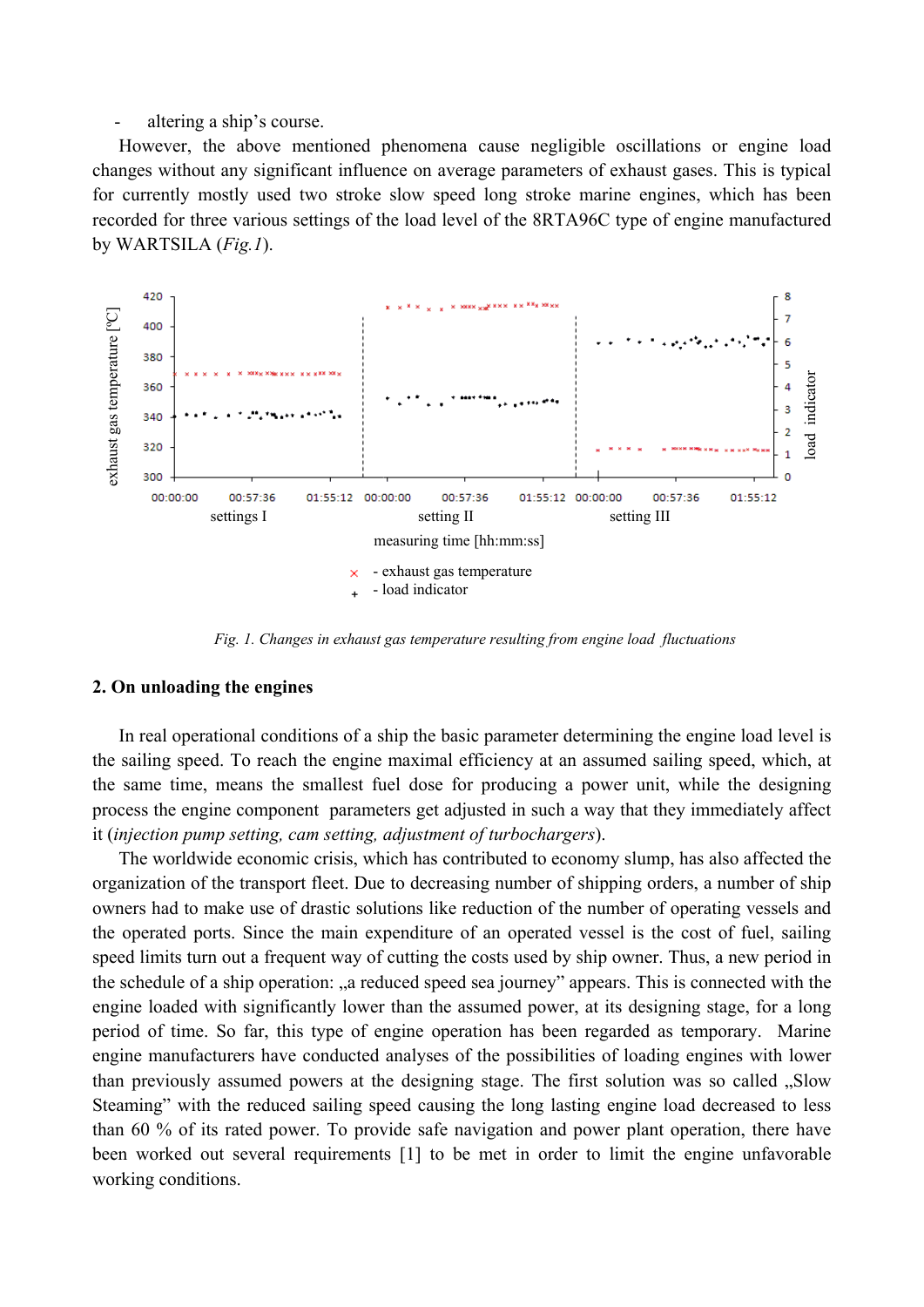- altering a ship's course.

However, the above mentioned phenomena cause negligible oscillations or engine load changes without any significant influence on average parameters of exhaust gases. This is typical for currently mostly used two stroke slow speed long stroke marine engines, which has been recorded for three various settings of the load level of the 8RTA96C type of engine manufactured by WARTSILA (*Fig.1*).

*Fig. 1. Changes in exhaust gas temperature resulting from engine load fluctuations*

## 2. On unloading the engines

In real operational conditions of a ship the basic parameter determining the engine load level is the sailing speed. To reach the engine maximal efficiency at an assumed sailing speed, which, at the same time, means the smallest fuel dose for producing a power unit, while the designing process the engine component parameters get adjusted in such a way that they immediately affect it (*injection pump setting, cam setting, adjustment of turbochargers*).

The worldwide economic crisis, which has contributed to economy slump, has also affected the organization of the transport fleet. Due to decreasing number of shipping orders, a number of ship owners had to make use of drastic solutions like reduction of the number of operating vessels and the operated ports. Since the main expenditure of an operated vessel is the cost of fuel, sailing speed limits turn out a frequent way of cutting the costs used by ship owner. Thus, a new period in the schedule of a ship operation: „a reduced speed sea journey" appears. This is connected with the engine loaded with significantly lower than the assumed power, at its designing stage, for a long period of time. So far, this type of engine operation has been regarded as temporary. Marine engine manufacturers have conducted analyses of the possibilities of loading engines with lower than previously assumed powers at the designing stage. The first solution was so called „Slow Steaming" with the reduced sailing speed causing the long lasting engine load decreased to less than 60 % of its rated power. To provide safe navigation and power plant operation, there have been worked out several requirements [1] to be met in order to limit the engine unfavorable working conditions.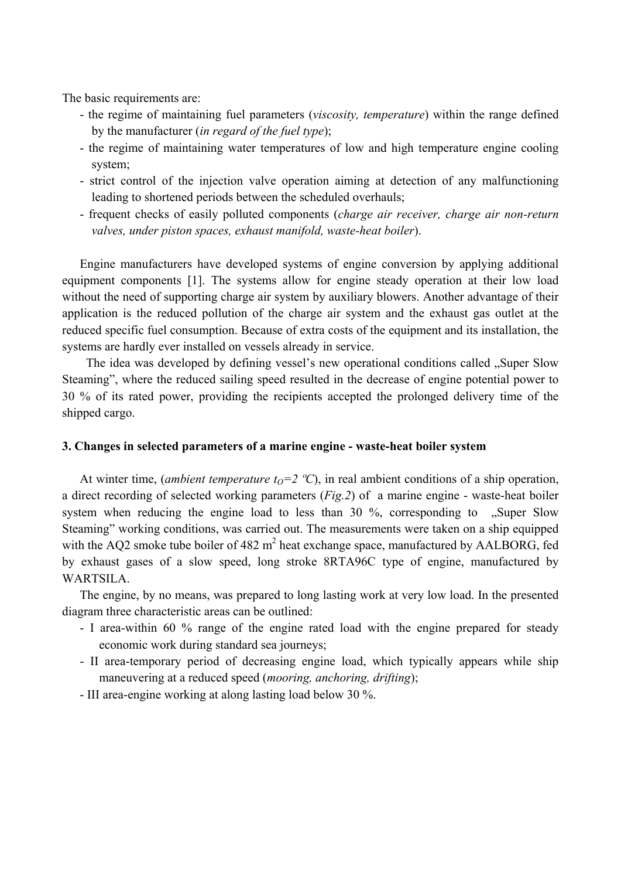The basic requirements are:

- the regime of maintaining fuel parameters (*viscosity, temperature*) within the range defined by the manufacturer (*in regard of the fuel type*);
- the regime of maintaining water temperatures of low and high temperature engine cooling system;
- strict control of the injection valve operation aiming at detection of any malfunctioning leading to shortened periods between the scheduled overhauls;
- frequent checks of easily polluted components (*charge air receiver, charge air non-return valves, under piston spaces, exhaust manifold, waste-heat boiler*).

Engine manufacturers have developed systems of engine conversion by applying additional equipment components [1]. The systems allow for engine steady operation at their low load without the need of supporting charge air system by auxiliary blowers. Another advantage of their application is the reduced pollution of the charge air system and the exhaust gas outlet at the reduced specific fuel consumption. Because of extra costs of the equipment and its installation, the systems are hardly ever installed on vessels already in service.

The idea was developed by defining vessel's new operational conditions called „Super Slow Steaming", where the reduced sailing speed resulted in the decrease of engine potential power to 30 % of its rated power, providing the recipients accepted the prolonged delivery time of the shipped cargo.

### 3. Changes in selected parameters of a marine engine - waste-heat boiler system

At winter time, (*ambient temperature $t_O$=2 ºC*), in real ambient conditions of a ship operation, a direct recording of selected working parameters (*Fig.2*) of a marine engine - waste-heat boiler system when reducing the engine load to less than 30 %, corresponding to „Super Slow Steaming" working conditions, was carried out. The measurements were taken on a ship equipped with the AQ2 smoke tube boiler of 482 $m^2$ heat exchange space, manufactured by AALBORG, fed by exhaust gases of a slow speed, long stroke 8RTA96C type of engine, manufactured by WARTSILA.

The engine, by no means, was prepared to long lasting work at very low load. In the presented diagram three characteristic areas can be outlined:

- I area-within 60 % range of the engine rated load with the engine prepared for steady economic work during standard sea journeys;
- II area-temporary period of decreasing engine load, which typically appears while ship maneuvering at a reduced speed (*mooring, anchoring, drifting*);
- III area-engine working at along lasting load below 30 %.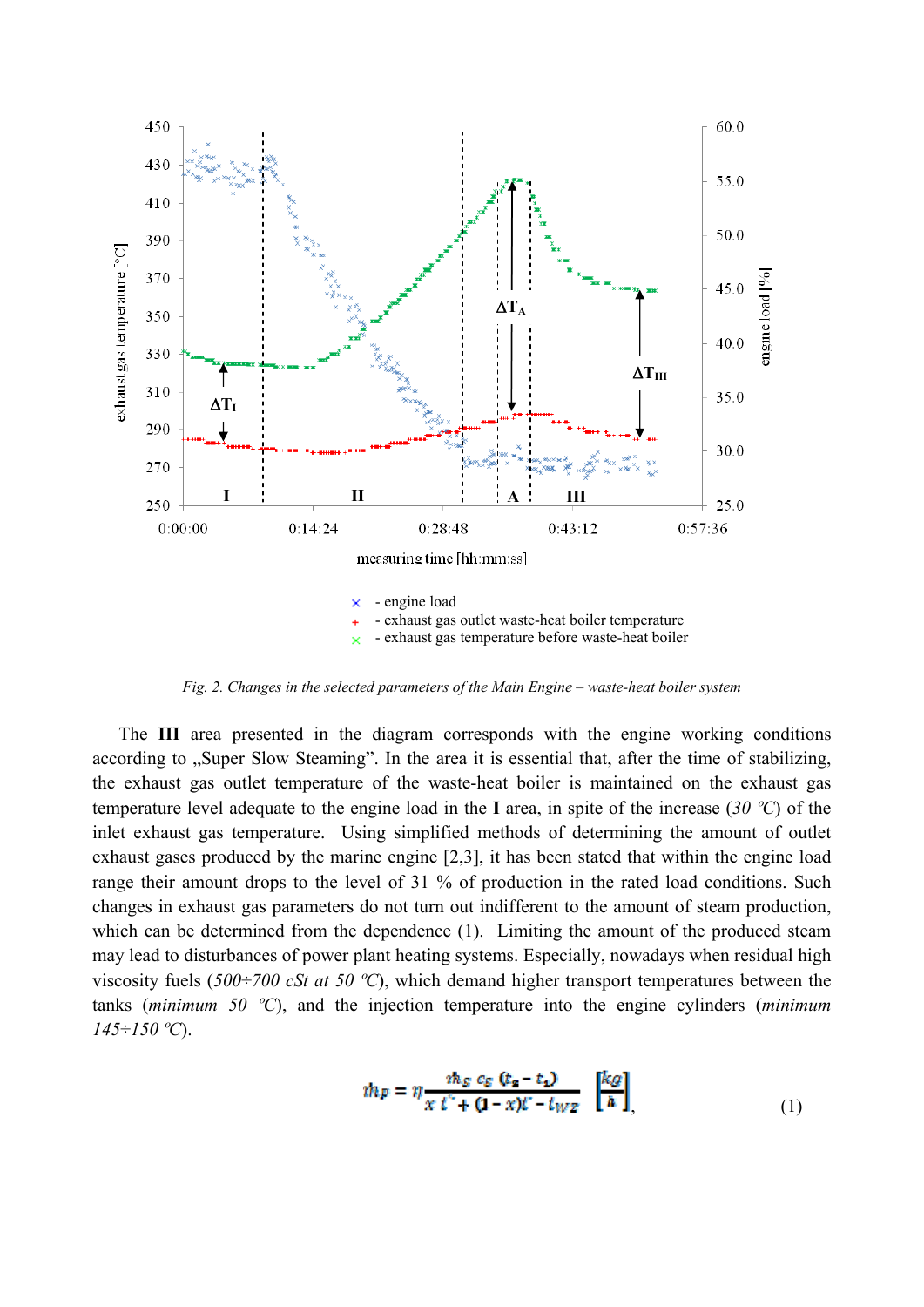Fig. 2. Changes in the selected parameters of the Main Engine – waste-heat boiler system

The **III** area presented in the diagram corresponds with the engine working conditions according to „Super Slow Steaming". In the area it is essential that, after the time of stabilizing, the exhaust gas outlet temperature of the waste-heat boiler is maintained on the exhaust gas temperature level adequate to the engine load in the **I** area, in spite of the increase (*30 ºC*) of the inlet exhaust gas temperature. Using simplified methods of determining the amount of outlet exhaust gases produced by the marine engine [2,3], it has been stated that within the engine load range their amount drops to the level of 31 % of production in the rated load conditions. Such changes in exhaust gas parameters do not turn out indifferent to the amount of steam production, which can be determined from the dependence (1). Limiting the amount of the produced steam may lead to disturbances of power plant heating systems. Especially, nowadays when residual high viscosity fuels (*500÷700 cSt at 50 ºC*), which demand higher transport temperatures between the tanks (*minimum 50 ºC*), and the injection temperature into the engine cylinders (*minimum 145÷150 ºC*).

$$\dot{m}_P = \eta \frac{\dot{m}_g\, c_g\, (t_2 - t_1)}{x\, i'' + (1 - x) i' - i_{WZ}} \quad \left[\frac{kg}{h}\right], \tag{1}$$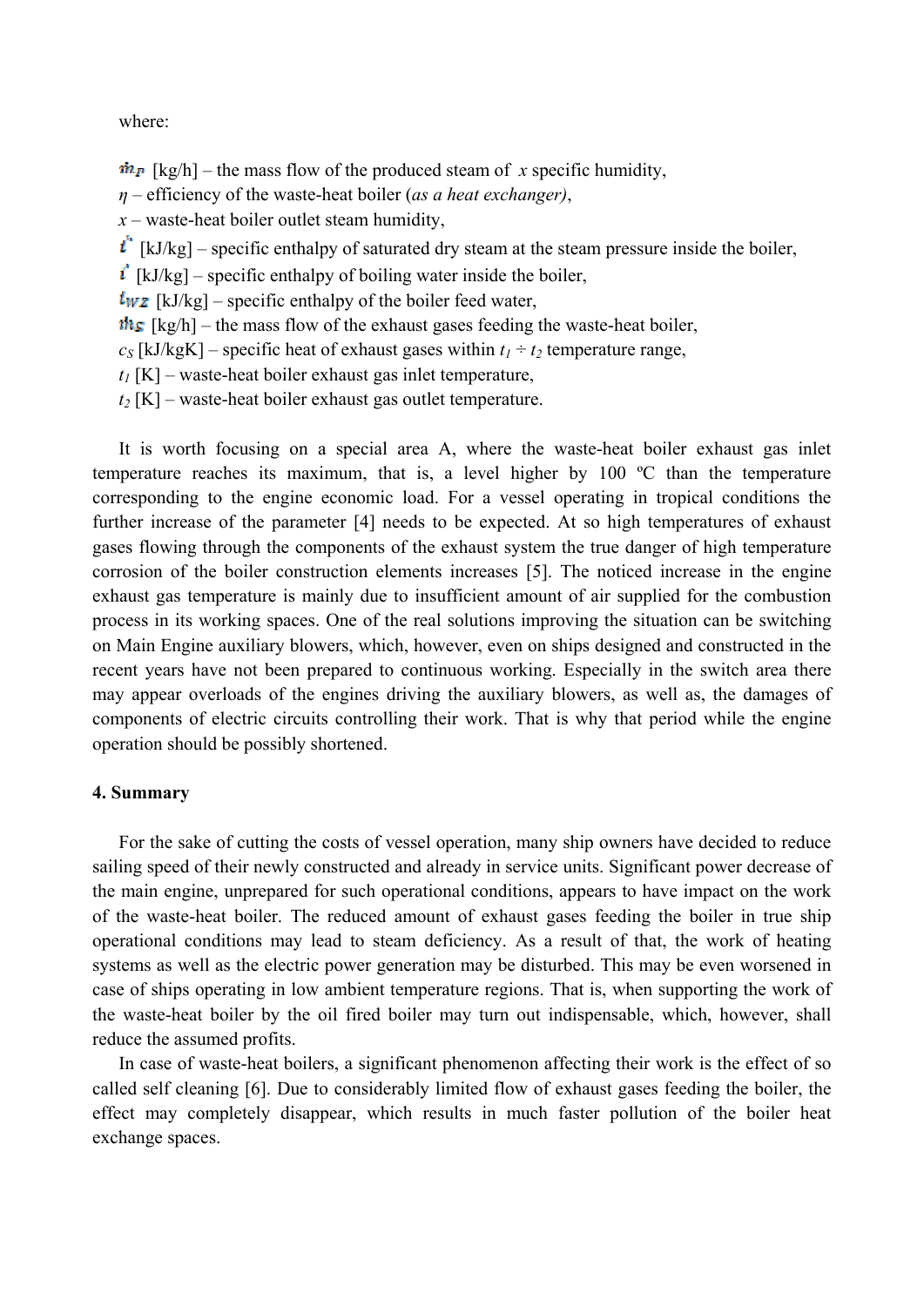where:

$\dot{m}_P$ [kg/h] – the mass flow of the produced steam of $x$ specific humidity,

$\eta$ – efficiency of the waste-heat boiler (*as a heat exchanger)*,

$x$ – waste-heat boiler outlet steam humidity,

$i''$ [kJ/kg] – specific enthalpy of saturated dry steam at the steam pressure inside the boiler,

$i'$ [kJ/kg] – specific enthalpy of boiling water inside the boiler,

$i_{WZ}$ [kJ/kg] – specific enthalpy of the boiler feed water,

$\dot{m}_S$ [kg/h] – the mass flow of the exhaust gases feeding the waste-heat boiler,

$c_S$ [kJ/kgK] – specific heat of exhaust gases within $t_1 \div t_2$ temperature range,

$t_1$ [K] – waste-heat boiler exhaust gas inlet temperature,

$t_2$ [K] – waste-heat boiler exhaust gas outlet temperature.

It is worth focusing on a special area A, where the waste-heat boiler exhaust gas inlet temperature reaches its maximum, that is, a level higher by 100 ºC than the temperature corresponding to the engine economic load. For a vessel operating in tropical conditions the further increase of the parameter [4] needs to be expected. At so high temperatures of exhaust gases flowing through the components of the exhaust system the true danger of high temperature corrosion of the boiler construction elements increases [5]. The noticed increase in the engine exhaust gas temperature is mainly due to insufficient amount of air supplied for the combustion process in its working spaces. One of the real solutions improving the situation can be switching on Main Engine auxiliary blowers, which, however, even on ships designed and constructed in the recent years have not been prepared to continuous working. Especially in the switch area there may appear overloads of the engines driving the auxiliary blowers, as well as, the damages of components of electric circuits controlling their work. That is why that period while the engine operation should be possibly shortened.

## 4. Summary

For the sake of cutting the costs of vessel operation, many ship owners have decided to reduce sailing speed of their newly constructed and already in service units. Significant power decrease of the main engine, unprepared for such operational conditions, appears to have impact on the work of the waste-heat boiler. The reduced amount of exhaust gases feeding the boiler in true ship operational conditions may lead to steam deficiency. As a result of that, the work of heating systems as well as the electric power generation may be disturbed. This may be even worsened in case of ships operating in low ambient temperature regions. That is, when supporting the work of the waste-heat boiler by the oil fired boiler may turn out indispensable, which, however, shall reduce the assumed profits.

In case of waste-heat boilers, a significant phenomenon affecting their work is the effect of so called self cleaning [6]. Due to considerably limited flow of exhaust gases feeding the boiler, the effect may completely disappear, which results in much faster pollution of the boiler heat exchange spaces.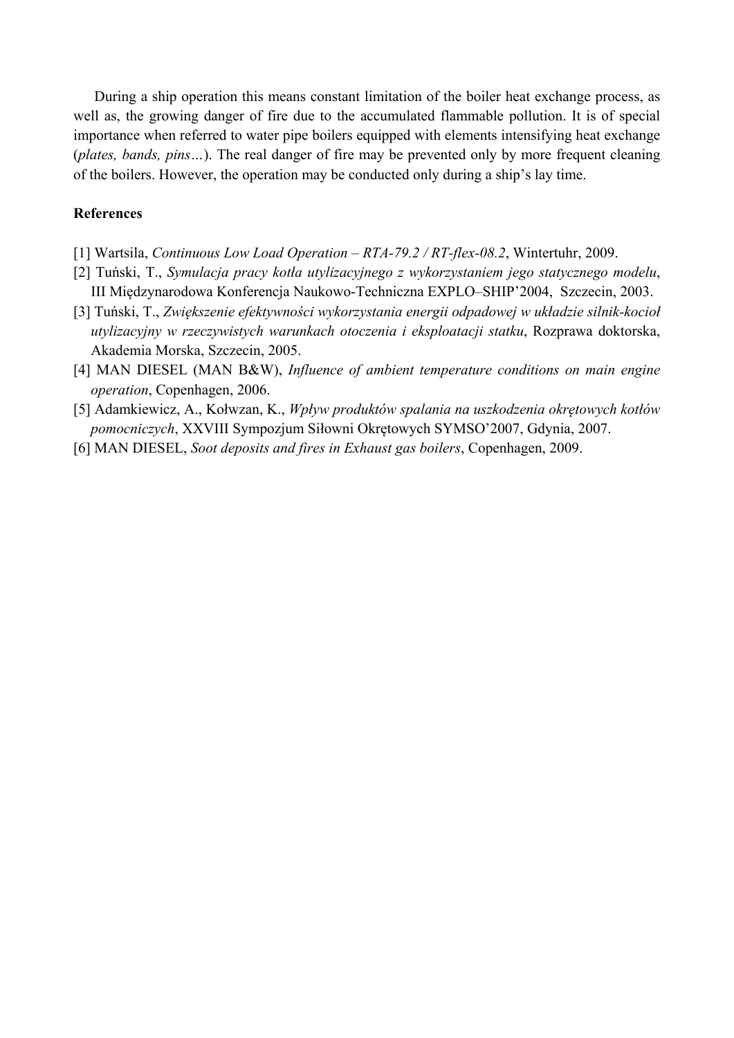During a ship operation this means constant limitation of the boiler heat exchange process, as well as, the growing danger of fire due to the accumulated flammable pollution. It is of special importance when referred to water pipe boilers equipped with elements intensifying heat exchange (*plates, bands, pins…*). The real danger of fire may be prevented only by more frequent cleaning of the boilers. However, the operation may be conducted only during a ship's lay time.

**References**

[1] Wartsila, *Continuous Low Load Operation – RTA-79.2 / RT-flex-08.2*, Wintertuhr, 2009.

[2] Tuński, T., *Symulacja pracy kotła utylizacyjnego z wykorzystaniem jego statycznego modelu*, III Międzynarodowa Konferencja Naukowo-Techniczna EXPLO–SHIP'2004, Szczecin, 2003.

[3] Tuński, T., *Zwiększenie efektywności wykorzystania energii odpadowej w układzie silnik-kocioł utylizacyjny w rzeczywistych warunkach otoczenia i eksploatacji statku*, Rozprawa doktorska, Akademia Morska, Szczecin, 2005.

[4] MAN DIESEL (MAN B&W), *Influence of ambient temperature conditions on main engine operation*, Copenhagen, 2006.

[5] Adamkiewicz, A., Kołwzan, K., *Wpływ produktów spalania na uszkodzenia okrętowych kotłów pomocniczych*, XXVIII Sympozjum Siłowni Okrętowych SYMSO'2007, Gdynia, 2007.

[6] MAN DIESEL, *Soot deposits and fires in Exhaust gas boilers*, Copenhagen, 2009.